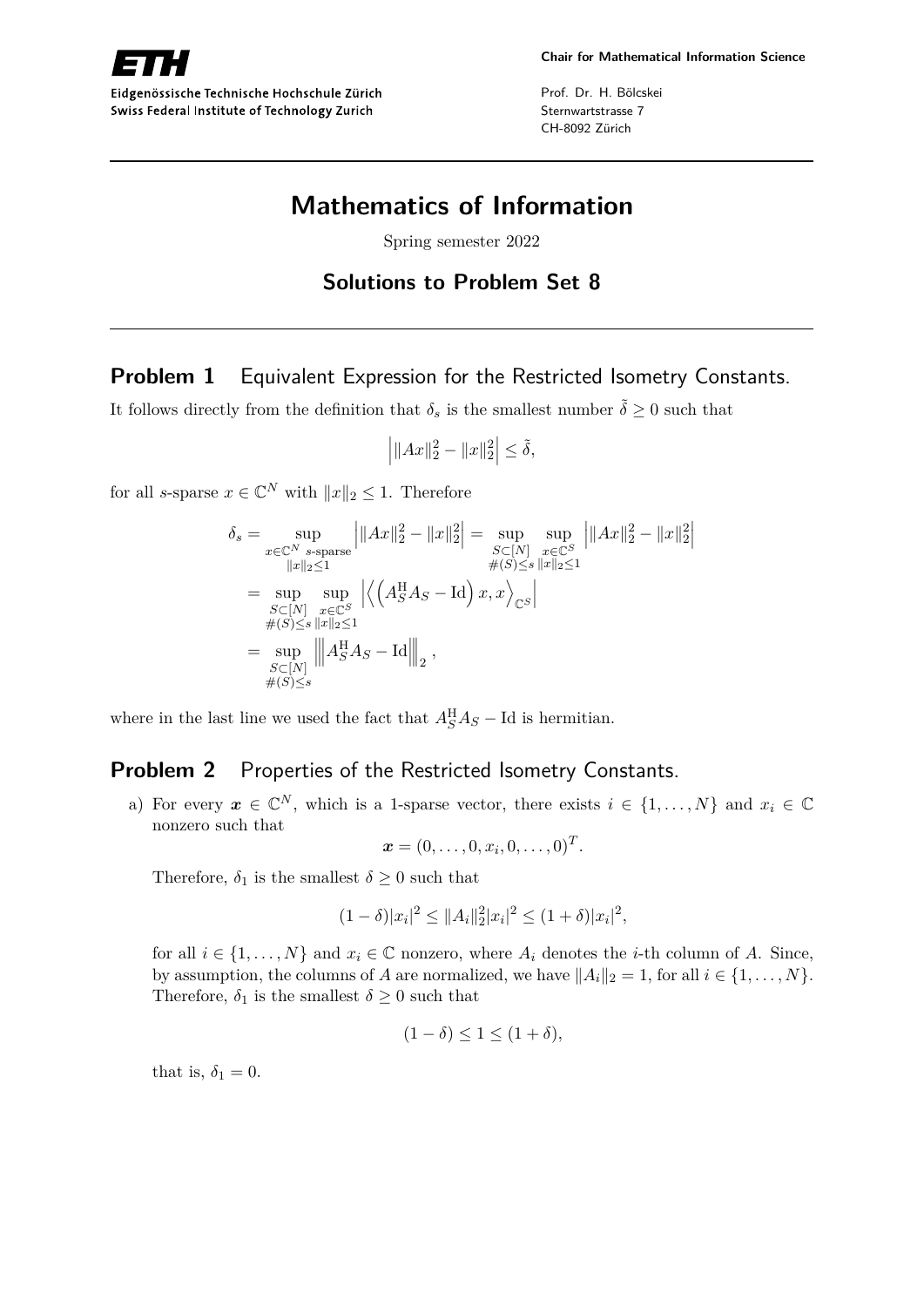Eidgenössische Technische Hochschule Zürich
Swiss Federal Institute of Technology Zurich

**Chair for Mathematical Information Science**

Prof. Dr. H. Bölcskei
Sternwartstrasse 7
CH-8092 Zürich

---

# Mathematics of Information

Spring semester 2022

## Solutions to Problem Set 8

---

## Problem 1 Equivalent Expression for the Restricted Isometry Constants.

It follows directly from the definition that $\delta_s$ is the smallest number $\tilde{\delta} \geq 0$ such that

$$\left| \|Ax\|_2^2 - \|x\|_2^2 \right| \leq \tilde{\delta},$$

for all $s$-sparse $x \in \mathbb{C}^N$ with $\|x\|_2 \leq 1$. Therefore

$$\begin{aligned}
\delta_s &= \sup_{\substack{x \in \mathbb{C}^N \text{ } s\text{-sparse} \\ \|x\|_2 \leq 1}} \left| \|Ax\|_2^2 - \|x\|_2^2 \right| = \sup_{\substack{S \subset [N] \\ \#(S) \leq s}} \sup_{\substack{x \in \mathbb{C}^S \\ \|x\|_2 \leq 1}} \left| \|Ax\|_2^2 - \|x\|_2^2 \right| \\
&= \sup_{\substack{S \subset [N] \\ \#(S) \leq s}} \sup_{\substack{x \in \mathbb{C}^S \\ \|x\|_2 \leq 1}} \left| \left\langle \left( A_S^{\mathrm{H}} A_S - \mathrm{Id} \right) x, x \right\rangle_{\mathbb{C}^S} \right| \\
&= \sup_{\substack{S \subset [N] \\ \#(S) \leq s}} \left\| \left| A_S^{\mathrm{H}} A_S - \mathrm{Id} \right| \right\|_2,
\end{aligned}$$

where in the last line we used the fact that $A_S^{\mathrm{H}} A_S - \mathrm{Id}$ is hermitian.

## Problem 2 Properties of the Restricted Isometry Constants.

a) For every $\boldsymbol{x} \in \mathbb{C}^N$, which is a 1-sparse vector, there exists $i \in \{1, \ldots, N\}$ and $x_i \in \mathbb{C}$ nonzero such that

$$\boldsymbol{x} = (0, \ldots, 0, x_i, 0, \ldots, 0)^T.$$

Therefore, $\delta_1$ is the smallest $\delta \geq 0$ such that

$$(1 - \delta)|x_i|^2 \leq \|A_i\|_2^2 |x_i|^2 \leq (1 + \delta)|x_i|^2,$$

for all $i \in \{1, \ldots, N\}$ and $x_i \in \mathbb{C}$ nonzero, where $A_i$ denotes the $i$-th column of $A$. Since, by assumption, the columns of $A$ are normalized, we have $\|A_i\|_2 = 1$, for all $i \in \{1, \ldots, N\}$. Therefore, $\delta_1$ is the smallest $\delta \geq 0$ such that

$$(1 - \delta) \leq 1 \leq (1 + \delta),$$

that is, $\delta_1 = 0$.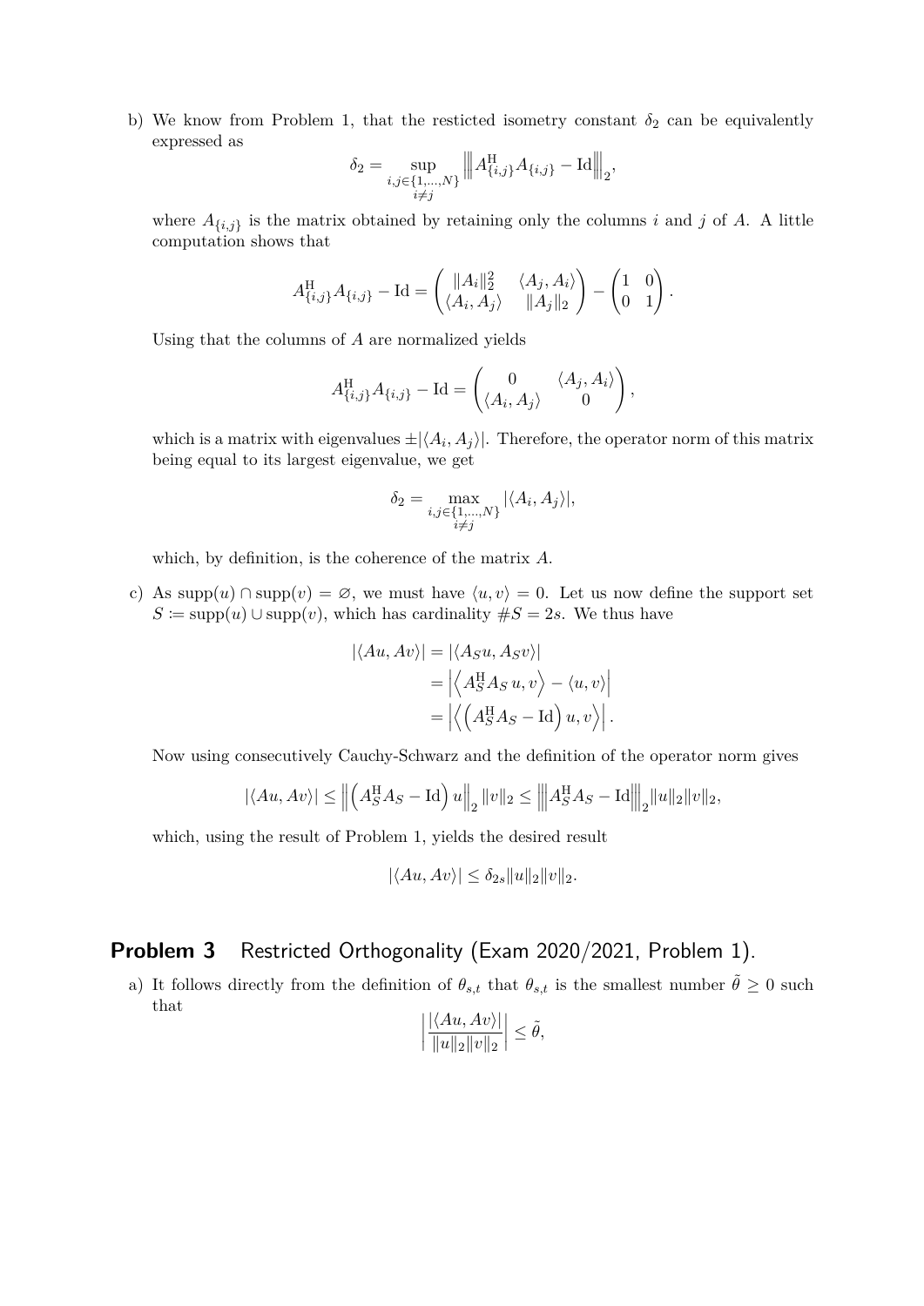b) We know from Problem 1, that the resticted isometry constant $\delta_2$ can be equivalently expressed as

$$\delta_2 = \sup_{\substack{i,j \in \{1,\dots,N\} \\ i \neq j}} \left|\!\left|\!\left| A_{\{i,j\}}^{\mathrm{H}} A_{\{i,j\}} - \mathrm{Id} \right|\!\right|\!\right|_2,$$

where $A_{\{i,j\}}$ is the matrix obtained by retaining only the columns $i$ and $j$ of $A$. A little computation shows that

$$A_{\{i,j\}}^{\mathrm{H}} A_{\{i,j\}} - \mathrm{Id} = \begin{pmatrix} \|A_i\|_2^2 & \langle A_j, A_i \rangle \\ \langle A_i, A_j \rangle & \|A_j\|_2 \end{pmatrix} - \begin{pmatrix} 1 & 0 \\ 0 & 1 \end{pmatrix}.$$

Using that the columns of $A$ are normalized yields

$$A_{\{i,j\}}^{\mathrm{H}} A_{\{i,j\}} - \mathrm{Id} = \begin{pmatrix} 0 & \langle A_j, A_i \rangle \\ \langle A_i, A_j \rangle & 0 \end{pmatrix},$$

which is a matrix with eigenvalues $\pm |\langle A_i, A_j \rangle|$. Therefore, the operator norm of this matrix being equal to its largest eigenvalue, we get

$$\delta_2 = \max_{\substack{i,j \in \{1,\dots,N\} \\ i \neq j}} |\langle A_i, A_j \rangle|,$$

which, by definition, is the coherence of the matrix $A$.

c) As $\mathrm{supp}(u) \cap \mathrm{supp}(v) = \varnothing$, we must have $\langle u, v \rangle = 0$. Let us now define the support set $S := \mathrm{supp}(u) \cup \mathrm{supp}(v)$, which has cardinality $\#S = 2s$. We thus have

$$\begin{aligned} |\langle Au, Av \rangle| &= |\langle A_S u, A_S v \rangle| \\ &= \left| \left\langle A_S^{\mathrm{H}} A_S \, u, v \right\rangle - \langle u, v \rangle \right| \\ &= \left| \left\langle \left( A_S^{\mathrm{H}} A_S - \mathrm{Id} \right) u, v \right\rangle \right|. \end{aligned}$$

Now using consecutively Cauchy-Schwarz and the definition of the operator norm gives

$$|\langle Au, Av \rangle| \le \left\| \left( A_S^{\mathrm{H}} A_S - \mathrm{Id} \right) u \right\|_2 \|v\|_2 \le \left|\!\left|\!\left| A_S^{\mathrm{H}} A_S - \mathrm{Id} \right|\!\right|\!\right|_2 \|u\|_2 \|v\|_2,$$

which, using the result of Problem 1, yields the desired result

$$|\langle Au, Av \rangle| \le \delta_{2s} \|u\|_2 \|v\|_2.$$

## Problem 3 Restricted Orthogonality (Exam 2020/2021, Problem 1).

a) It follows directly from the definition of $\theta_{s,t}$ that $\theta_{s,t}$ is the smallest number $\tilde{\theta} \ge 0$ such that

$$\left| \frac{|\langle Au, Av \rangle|}{\|u\|_2 \|v\|_2} \right| \le \tilde{\theta},$$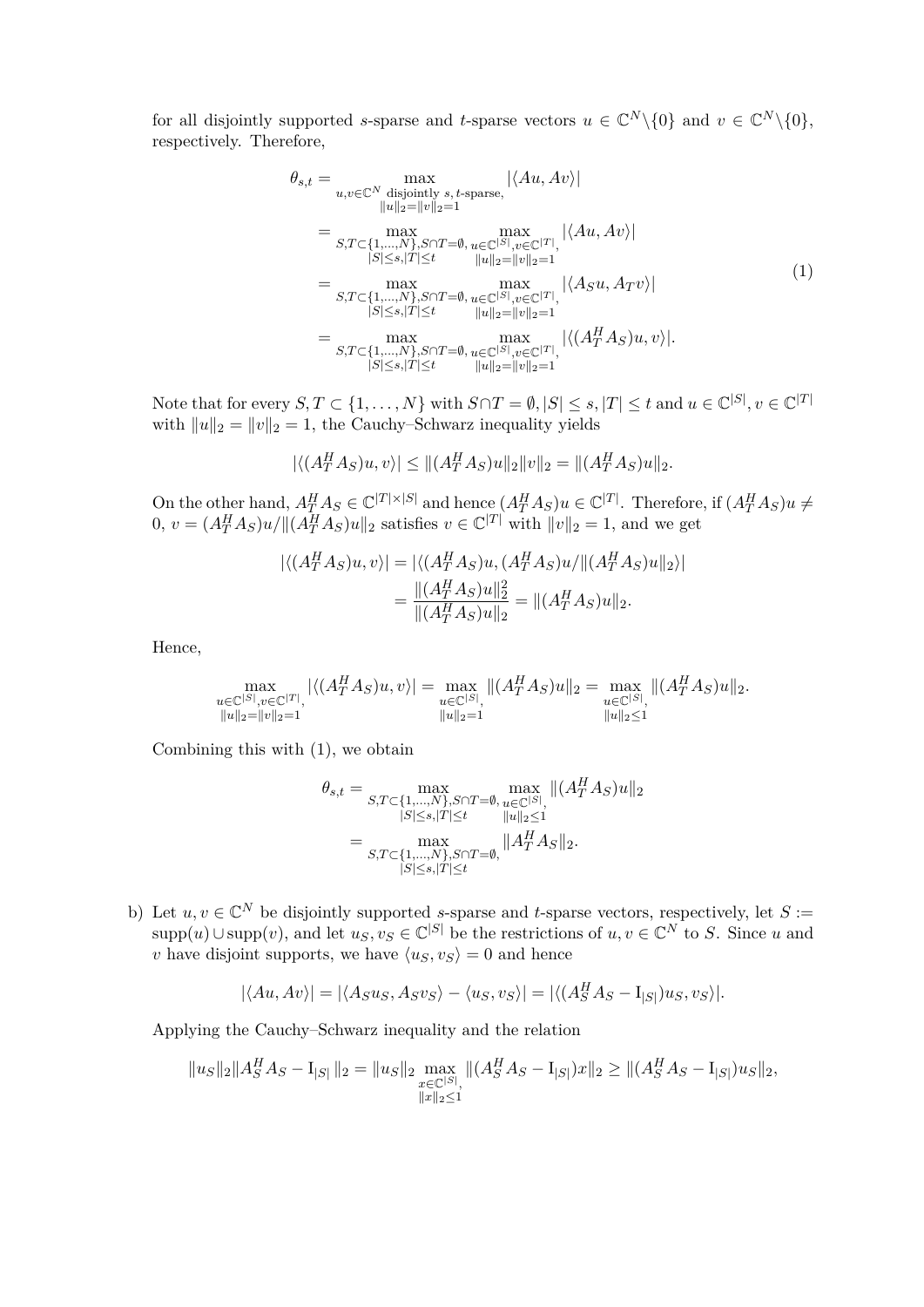for all disjointly supported $s$-sparse and $t$-sparse vectors $u \in \mathbb{C}^N \backslash \{0\}$ and $v \in \mathbb{C}^N \backslash \{0\}$, respectively. Therefore,

$$
\begin{aligned}
\theta_{s,t} &= \max_{\substack{u,v \in \mathbb{C}^N \text{ disjointly } s,t\text{-sparse,} \\ \|u\|_2 = \|v\|_2 = 1}} |\langle Au, Av \rangle| \\
&= \max_{\substack{S,T \subset \{1,\ldots,N\}, S \cap T = \emptyset, \\ |S| \le s, |T| \le t}} \max_{\substack{u \in \mathbb{C}^{|S|}, v \in \mathbb{C}^{|T|}, \\ \|u\|_2 = \|v\|_2 = 1}} |\langle Au, Av \rangle| \\
&= \max_{\substack{S,T \subset \{1,\ldots,N\}, S \cap T = \emptyset, \\ |S| \le s, |T| \le t}} \max_{\substack{u \in \mathbb{C}^{|S|}, v \in \mathbb{C}^{|T|}, \\ \|u\|_2 = \|v\|_2 = 1}} |\langle A_S u, A_T v \rangle| \\
&= \max_{\substack{S,T \subset \{1,\ldots,N\}, S \cap T = \emptyset, \\ |S| \le s, |T| \le t}} \max_{\substack{u \in \mathbb{C}^{|S|}, v \in \mathbb{C}^{|T|}, \\ \|u\|_2 = \|v\|_2 = 1}} |\langle (A_T^H A_S) u, v \rangle|.
\end{aligned} \tag{1}
$$

Note that for every $S, T \subset \{1, \ldots, N\}$ with $S \cap T = \emptyset, |S| \le s, |T| \le t$ and $u \in \mathbb{C}^{|S|}, v \in \mathbb{C}^{|T|}$ with $\|u\|_2 = \|v\|_2 = 1$, the Cauchy–Schwarz inequality yields

$$
|\langle (A_T^H A_S) u, v \rangle| \le \|(A_T^H A_S) u\|_2 \|v\|_2 = \|(A_T^H A_S) u\|_2.
$$

On the other hand, $A_T^H A_S \in \mathbb{C}^{|T| \times |S|}$ and hence $(A_T^H A_S) u \in \mathbb{C}^{|T|}$. Therefore, if $(A_T^H A_S) u \ne 0$, $v = (A_T^H A_S) u / \|(A_T^H A_S) u\|_2$ satisfies $v \in \mathbb{C}^{|T|}$ with $\|v\|_2 = 1$, and we get

$$
\begin{aligned}
|\langle (A_T^H A_S) u, v \rangle| &= |\langle (A_T^H A_S) u, (A_T^H A_S) u / \|(A_T^H A_S) u\|_2 \rangle| \\
&= \frac{\|(A_T^H A_S) u\|_2^2}{\|(A_T^H A_S) u\|_2} = \|(A_T^H A_S) u\|_2.
\end{aligned}
$$

Hence,

$$
\max_{\substack{u \in \mathbb{C}^{|S|}, v \in \mathbb{C}^{|T|}, \\ \|u\|_2 = \|v\|_2 = 1}} |\langle (A_T^H A_S) u, v \rangle| = \max_{\substack{u \in \mathbb{C}^{|S|}, \\ \|u\|_2 = 1}} \|(A_T^H A_S) u\|_2 = \max_{\substack{u \in \mathbb{C}^{|S|}, \\ \|u\|_2 \le 1}} \|(A_T^H A_S) u\|_2.
$$

Combining this with (1), we obtain

$$
\begin{aligned}
\theta_{s,t} &= \max_{\substack{S,T \subset \{1,\ldots,N\}, S \cap T = \emptyset, \\ |S| \le s, |T| \le t}} \max_{\substack{u \in \mathbb{C}^{|S|}, \\ \|u\|_2 \le 1}} \|(A_T^H A_S) u\|_2 \\
&= \max_{\substack{S,T \subset \{1,\ldots,N\}, S \cap T = \emptyset, \\ |S| \le s, |T| \le t}} \|A_T^H A_S\|_2.
\end{aligned}
$$

b) Let $u, v \in \mathbb{C}^N$ be disjointly supported $s$-sparse and $t$-sparse vectors, respectively, let $S := \operatorname{supp}(u) \cup \operatorname{supp}(v)$, and let $u_S, v_S \in \mathbb{C}^{|S|}$ be the restrictions of $u, v \in \mathbb{C}^N$ to $S$. Since $u$ and $v$ have disjoint supports, we have $\langle u_S, v_S \rangle = 0$ and hence

$$
|\langle Au, Av \rangle| = |\langle A_S u_S, A_S v_S \rangle - \langle u_S, v_S \rangle| = |\langle (A_S^H A_S - \mathrm{I}_{|S|}) u_S, v_S \rangle|.
$$

Applying the Cauchy–Schwarz inequality and the relation

$$
\|u_S\|_2 \|A_S^H A_S - \mathrm{I}_{|S|}\|_2 = \|u_S\|_2 \max_{\substack{x \in \mathbb{C}^{|S|}, \\ \|x\|_2 \le 1}} \|(A_S^H A_S - \mathrm{I}_{|S|}) x\|_2 \ge \|(A_S^H A_S - \mathrm{I}_{|S|}) u_S\|_2,
$$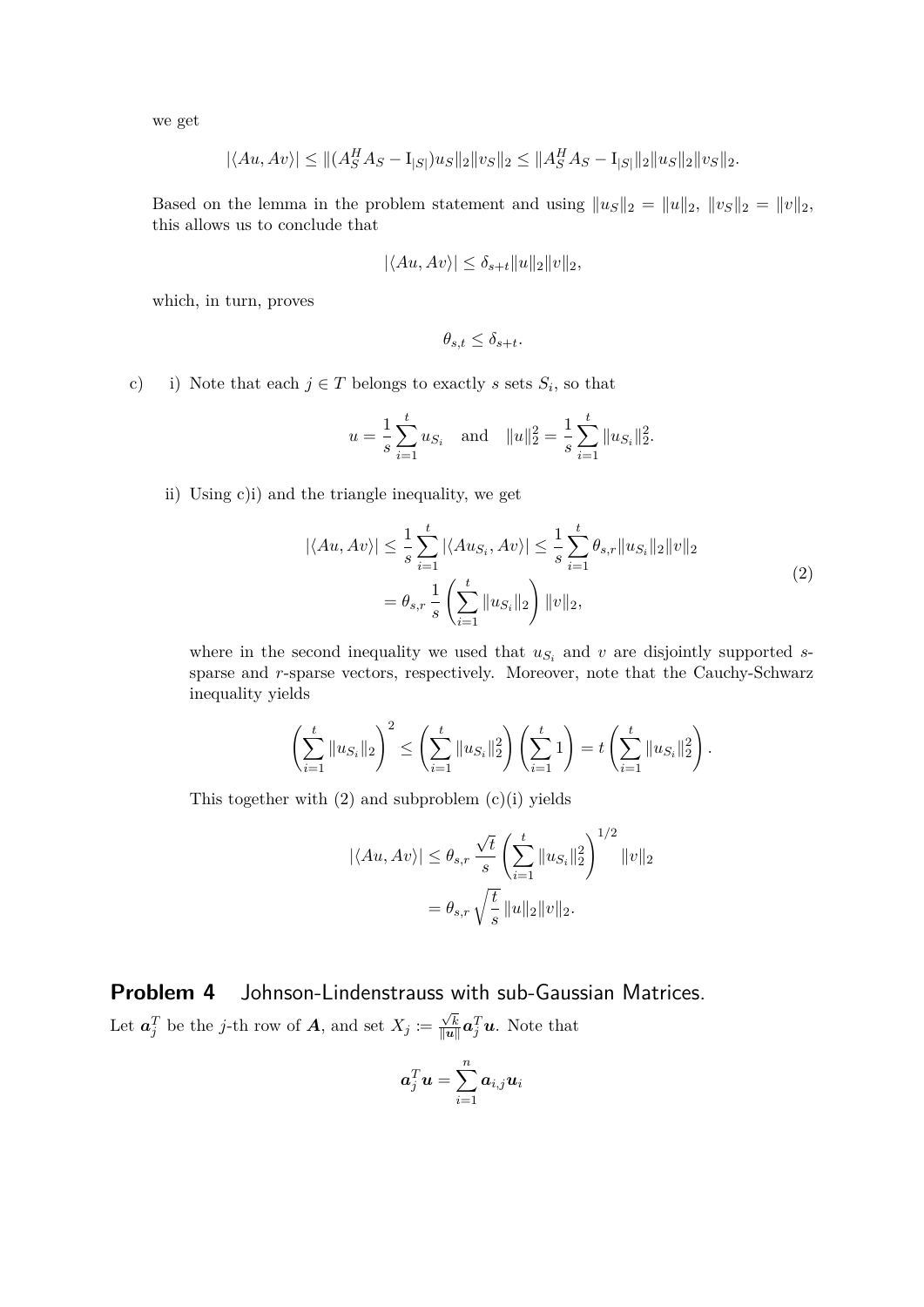we get

$$|\langle Au, Av\rangle| \leq \|(A_S^H A_S - \mathrm{I}_{|S|})u_S\|_2\|v_S\|_2 \leq \|A_S^H A_S - \mathrm{I}_{|S|}\|_2\|u_S\|_2\|v_S\|_2.$$

Based on the lemma in the problem statement and using $\|u_S\|_2 = \|u\|_2$, $\|v_S\|_2 = \|v\|_2$, this allows us to conclude that

$$|\langle Au, Av\rangle| \leq \delta_{s+t}\|u\|_2\|v\|_2,$$

which, in turn, proves

$$\theta_{s,t} \leq \delta_{s+t}.$$

c) i) Note that each $j \in T$ belongs to exactly $s$ sets $S_i$, so that

$$u = \frac{1}{s}\sum_{i=1}^{t} u_{S_i} \quad \text{and} \quad \|u\|_2^2 = \frac{1}{s}\sum_{i=1}^{t}\|u_{S_i}\|_2^2.$$

ii) Using c)i) and the triangle inequality, we get

$$\begin{aligned}|\langle Au, Av\rangle| &\leq \frac{1}{s}\sum_{i=1}^{t}|\langle Au_{S_i}, Av\rangle| \leq \frac{1}{s}\sum_{i=1}^{t}\theta_{s,r}\|u_{S_i}\|_2\|v\|_2 \\ &= \theta_{s,r}\,\frac{1}{s}\left(\sum_{i=1}^{t}\|u_{S_i}\|_2\right)\|v\|_2,\end{aligned} \tag{2}$$

where in the second inequality we used that $u_{S_i}$ and $v$ are disjointly supported $s$-sparse and $r$-sparse vectors, respectively. Moreover, note that the Cauchy-Schwarz inequality yields

$$\left(\sum_{i=1}^{t}\|u_{S_i}\|_2\right)^2 \leq \left(\sum_{i=1}^{t}\|u_{S_i}\|_2^2\right)\left(\sum_{i=1}^{t}1\right) = t\left(\sum_{i=1}^{t}\|u_{S_i}\|_2^2\right).$$

This together with (2) and subproblem (c)(i) yields

$$\begin{aligned}|\langle Au, Av\rangle| &\leq \theta_{s,r}\,\frac{\sqrt{t}}{s}\left(\sum_{i=1}^{t}\|u_{S_i}\|_2^2\right)^{1/2}\|v\|_2 \\ &= \theta_{s,r}\sqrt{\frac{t}{s}}\,\|u\|_2\|v\|_2.\end{aligned}$$

## Problem 4 Johnson-Lindenstrauss with sub-Gaussian Matrices.

Let $\boldsymbol{a}_j^T$ be the $j$-th row of $\boldsymbol{A}$, and set $X_j := \frac{\sqrt{k}}{\|\boldsymbol{u}\|}\boldsymbol{a}_j^T\boldsymbol{u}$. Note that

$$\boldsymbol{a}_j^T\boldsymbol{u} = \sum_{i=1}^{n}\boldsymbol{a}_{i,j}\boldsymbol{u}_i$$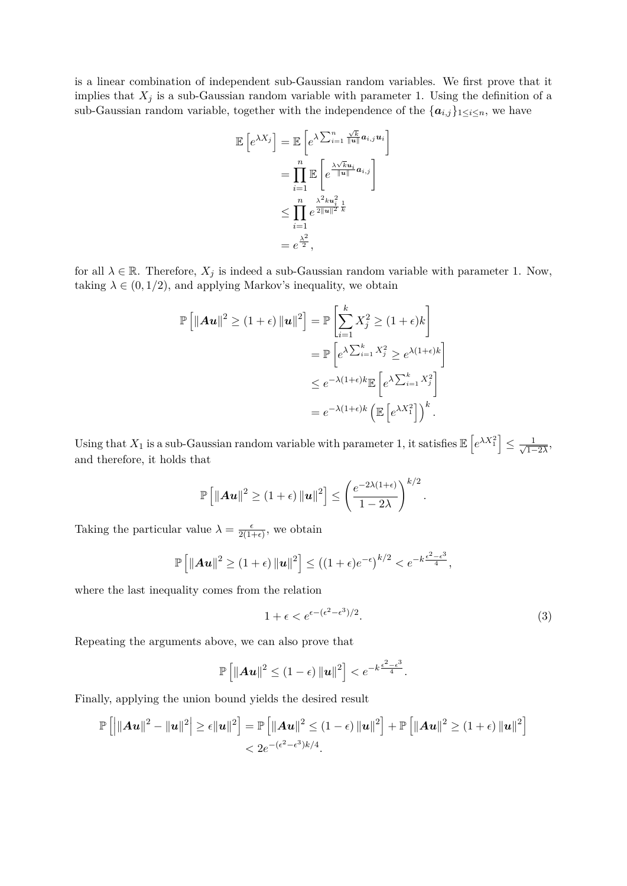is a linear combination of independent sub-Gaussian random variables. We first prove that it implies that $X_j$ is a sub-Gaussian random variable with parameter 1. Using the definition of a sub-Gaussian random variable, together with the independence of the $\{\boldsymbol{a}_{i,j}\}_{1\leq i\leq n}$, we have

$$
\begin{aligned}
\mathbb{E}\left[e^{\lambda X_j}\right] &= \mathbb{E}\left[e^{\lambda \sum_{i=1}^{n} \frac{\sqrt{k}}{\|\boldsymbol{u}\|}\boldsymbol{a}_{i,j}\boldsymbol{u}_i}\right] \\
&= \prod_{i=1}^{n} \mathbb{E}\left[e^{\frac{\lambda\sqrt{k}\boldsymbol{u}_i}{\|\boldsymbol{u}\|}\boldsymbol{a}_{i,j}}\right] \\
&\leq \prod_{i=1}^{n} e^{\frac{\lambda^2 k \boldsymbol{u}_i^2}{2\|\boldsymbol{u}\|^2}\frac{1}{k}} \\
&= e^{\frac{\lambda^2}{2}},
\end{aligned}
$$

for all $\lambda \in \mathbb{R}$. Therefore, $X_j$ is indeed a sub-Gaussian random variable with parameter 1. Now, taking $\lambda \in (0, 1/2)$, and applying Markov's inequality, we obtain

$$
\begin{aligned}
\mathbb{P}\left[\|\boldsymbol{A}\boldsymbol{u}\|^2 \geq (1+\epsilon)\|\boldsymbol{u}\|^2\right] &= \mathbb{P}\left[\sum_{i=1}^{k} X_j^2 \geq (1+\epsilon)k\right] \\
&= \mathbb{P}\left[e^{\lambda\sum_{i=1}^{k} X_j^2} \geq e^{\lambda(1+\epsilon)k}\right] \\
&\leq e^{-\lambda(1+\epsilon)k}\,\mathbb{E}\left[e^{\lambda\sum_{i=1}^{k} X_j^2}\right] \\
&= e^{-\lambda(1+\epsilon)k}\left(\mathbb{E}\left[e^{\lambda X_1^2}\right]\right)^k.
\end{aligned}
$$

Using that $X_1$ is a sub-Gaussian random variable with parameter 1, it satisfies $\mathbb{E}\left[e^{\lambda X_1^2}\right] \leq \frac{1}{\sqrt{1-2\lambda}}$, and therefore, it holds that

$$
\mathbb{P}\left[\|\boldsymbol{A}\boldsymbol{u}\|^2 \geq (1+\epsilon)\|\boldsymbol{u}\|^2\right] \leq \left(\frac{e^{-2\lambda(1+\epsilon)}}{1-2\lambda}\right)^{k/2}.
$$

Taking the particular value $\lambda = \frac{\epsilon}{2(1+\epsilon)}$, we obtain

$$
\mathbb{P}\left[\|\boldsymbol{A}\boldsymbol{u}\|^2 \geq (1+\epsilon)\|\boldsymbol{u}\|^2\right] \leq \left((1+\epsilon)e^{-\epsilon}\right)^{k/2} < e^{-k\frac{\epsilon^2-\epsilon^3}{4}},
$$

where the last inequality comes from the relation

$$
1+\epsilon < e^{\epsilon - (\epsilon^2-\epsilon^3)/2}. \tag{3}
$$

Repeating the arguments above, we can also prove that

$$
\mathbb{P}\left[\|\boldsymbol{A}\boldsymbol{u}\|^2 \leq (1-\epsilon)\|\boldsymbol{u}\|^2\right] < e^{-k\frac{\epsilon^2-\epsilon^3}{4}}.
$$

Finally, applying the union bound yields the desired result

$$
\begin{aligned}
\mathbb{P}\left[\left|\|\boldsymbol{A}\boldsymbol{u}\|^2 - \|\boldsymbol{u}\|^2\right| \geq \epsilon\|\boldsymbol{u}\|^2\right] &= \mathbb{P}\left[\|\boldsymbol{A}\boldsymbol{u}\|^2 \leq (1-\epsilon)\|\boldsymbol{u}\|^2\right] + \mathbb{P}\left[\|\boldsymbol{A}\boldsymbol{u}\|^2 \geq (1+\epsilon)\|\boldsymbol{u}\|^2\right] \\
&< 2e^{-(\epsilon^2-\epsilon^3)k/4}.
\end{aligned}
$$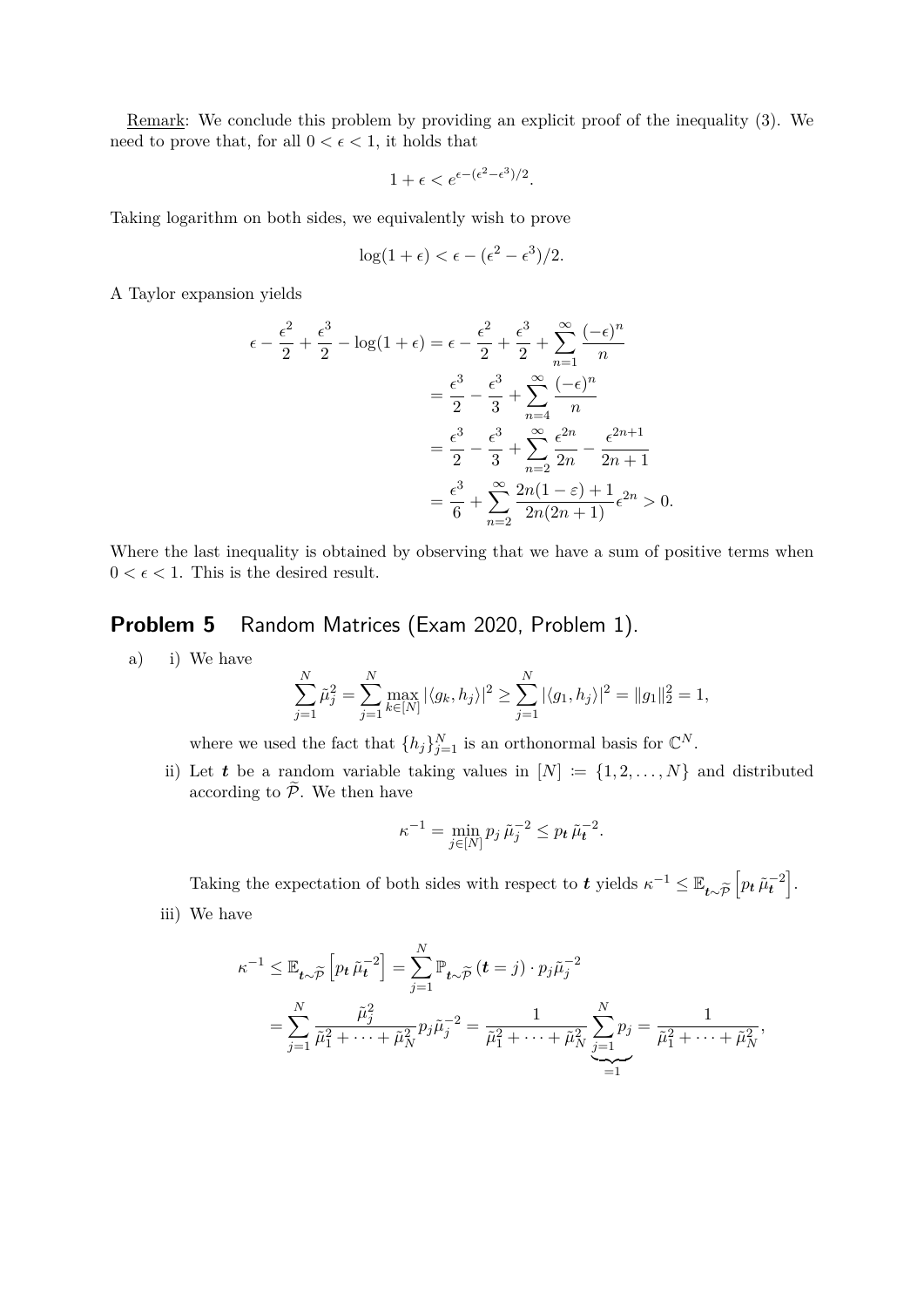Remark: We conclude this problem by providing an explicit proof of the inequality (3). We need to prove that, for all $0 < \epsilon < 1$, it holds that

$$1 + \epsilon < e^{\epsilon - (\epsilon^2 - \epsilon^3)/2}.$$

Taking logarithm on both sides, we equivalently wish to prove

$$\log(1 + \epsilon) < \epsilon - (\epsilon^2 - \epsilon^3)/2.$$

A Taylor expansion yields

$$\begin{aligned}
\epsilon - \frac{\epsilon^2}{2} + \frac{\epsilon^3}{2} - \log(1+\epsilon) &= \epsilon - \frac{\epsilon^2}{2} + \frac{\epsilon^3}{2} + \sum_{n=1}^{\infty} \frac{(-\epsilon)^n}{n} \\
&= \frac{\epsilon^3}{2} - \frac{\epsilon^3}{3} + \sum_{n=4}^{\infty} \frac{(-\epsilon)^n}{n} \\
&= \frac{\epsilon^3}{2} - \frac{\epsilon^3}{3} + \sum_{n=2}^{\infty} \frac{\epsilon^{2n}}{2n} - \frac{\epsilon^{2n+1}}{2n+1} \\
&= \frac{\epsilon^3}{6} + \sum_{n=2}^{\infty} \frac{2n(1-\varepsilon)+1}{2n(2n+1)} \epsilon^{2n} > 0.
\end{aligned}$$

Where the last inequality is obtained by observing that we have a sum of positive terms when $0 < \epsilon < 1$. This is the desired result.

## Problem 5 Random Matrices (Exam 2020, Problem 1).

a) i) We have

$$\sum_{j=1}^{N} \tilde{\mu}_j^2 = \sum_{j=1}^{N} \max_{k \in [N]} |\langle g_k, h_j \rangle|^2 \geq \sum_{j=1}^{N} |\langle g_1, h_j \rangle|^2 = \|g_1\|_2^2 = 1,$$

where we used the fact that $\{h_j\}_{j=1}^N$ is an orthonormal basis for $\mathbb{C}^N$.

ii) Let $\boldsymbol{t}$ be a random variable taking values in $[N] \coloneqq \{1, 2, \ldots, N\}$ and distributed according to $\widetilde{\mathcal{P}}$. We then have

$$\kappa^{-1} = \min_{j \in [N]} p_j \, \tilde{\mu}_j^{-2} \leq p_{\boldsymbol{t}} \, \tilde{\mu}_{\boldsymbol{t}}^{-2}.$$

Taking the expectation of both sides with respect to $\boldsymbol{t}$ yields $\kappa^{-1} \leq \mathbb{E}_{\boldsymbol{t} \sim \widetilde{\mathcal{P}}} \left[ p_{\boldsymbol{t}} \, \tilde{\mu}_{\boldsymbol{t}}^{-2} \right]$.

iii) We have

$$\begin{aligned}
\kappa^{-1} \leq \mathbb{E}_{\boldsymbol{t} \sim \widetilde{\mathcal{P}}} \left[ p_{\boldsymbol{t}} \, \tilde{\mu}_{\boldsymbol{t}}^{-2} \right] &= \sum_{j=1}^{N} \mathbb{P}_{\boldsymbol{t} \sim \widetilde{\mathcal{P}}} (\boldsymbol{t} = j) \cdot p_j \tilde{\mu}_j^{-2} \\
&= \sum_{j=1}^{N} \frac{\tilde{\mu}_j^2}{\tilde{\mu}_1^2 + \cdots + \tilde{\mu}_N^2} p_j \tilde{\mu}_j^{-2} = \frac{1}{\tilde{\mu}_1^2 + \cdots + \tilde{\mu}_N^2} \underbrace{\sum_{j=1}^{N} p_j}_{=1} = \frac{1}{\tilde{\mu}_1^2 + \cdots + \tilde{\mu}_N^2},
\end{aligned}$$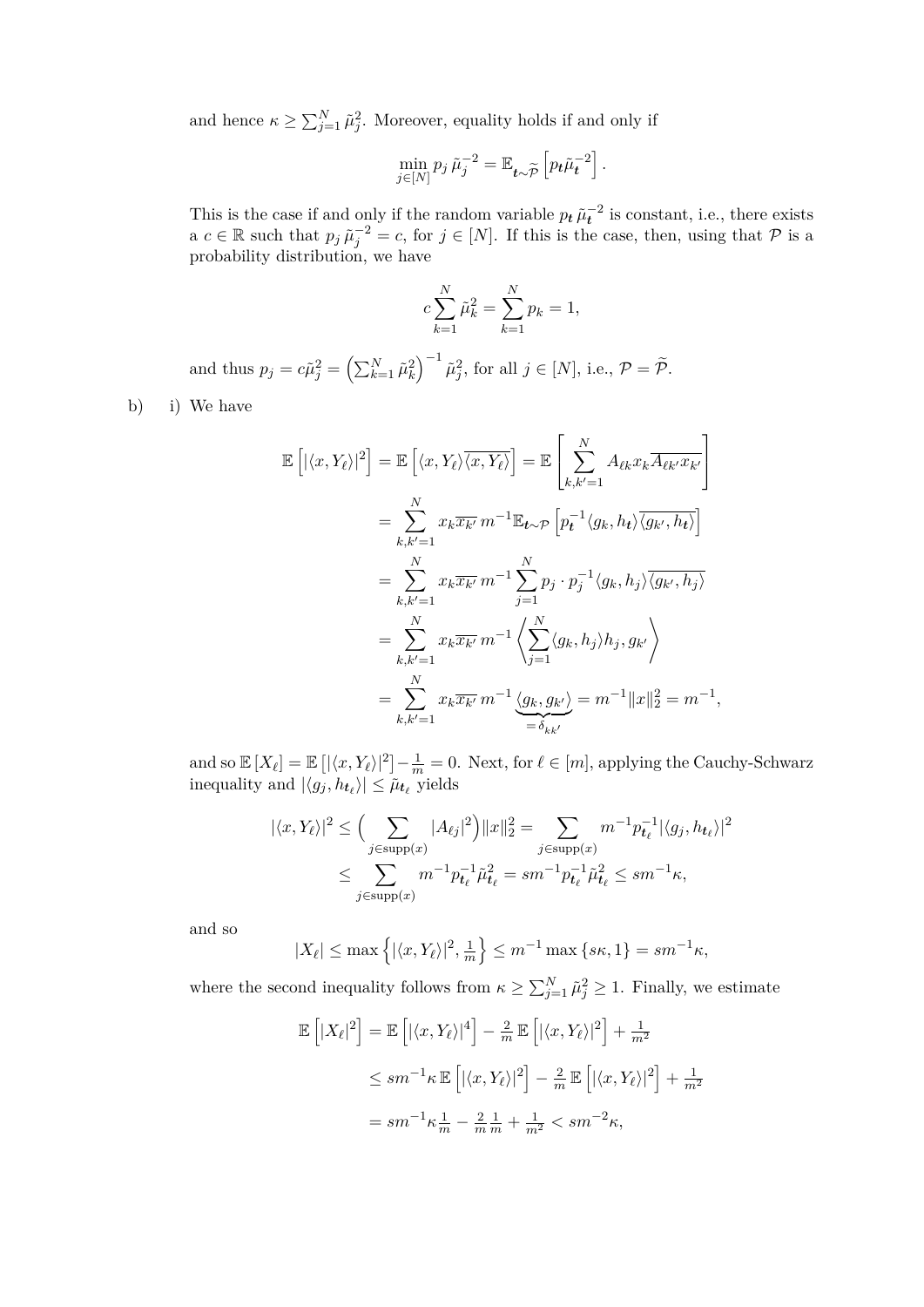and hence $\kappa \geq \sum_{j=1}^N \tilde{\mu}_j^2$. Moreover, equality holds if and only if

$$\min_{j\in[N]} p_j\, \tilde{\mu}_j^{-2} = \mathbb{E}_{\boldsymbol{t}\sim\widetilde{\mathcal{P}}}\left[p_{\boldsymbol{t}}\tilde{\mu}_{\boldsymbol{t}}^{-2}\right].$$

This is the case if and only if the random variable $p_{\boldsymbol{t}}\, \tilde{\mu}_{\boldsymbol{t}}^{-2}$ is constant, i.e., there exists a $c \in \mathbb{R}$ such that $p_j\, \tilde{\mu}_j^{-2} = c$, for $j \in [N]$. If this is the case, then, using that $\mathcal{P}$ is a probability distribution, we have

$$c\sum_{k=1}^N \tilde{\mu}_k^2 = \sum_{k=1}^N p_k = 1,$$

and thus $p_j = c\tilde{\mu}_j^2 = \left(\sum_{k=1}^N \tilde{\mu}_k^2\right)^{-1}\tilde{\mu}_j^2$, for all $j \in [N]$, i.e., $\mathcal{P} = \widetilde{\mathcal{P}}$.

b) i) We have

$$\begin{aligned}
\mathbb{E}\left[|\langle x, Y_\ell\rangle|^2\right] &= \mathbb{E}\left[\langle x, Y_\ell\rangle\overline{\langle x, Y_\ell\rangle}\right] = \mathbb{E}\left[\sum_{k,k'=1}^N A_{\ell k}x_k\overline{A_{\ell k'}x_{k'}}\right] \\
&= \sum_{k,k'=1}^N x_k\overline{x_{k'}}\, m^{-1}\mathbb{E}_{\boldsymbol{t}\sim\mathcal{P}}\left[p_{\boldsymbol{t}}^{-1}\langle g_k, h_{\boldsymbol{t}}\rangle\overline{\langle g_{k'}, h_{\boldsymbol{t}}\rangle}\right] \\
&= \sum_{k,k'=1}^N x_k\overline{x_{k'}}\, m^{-1}\sum_{j=1}^N p_j \cdot p_j^{-1}\langle g_k, h_j\rangle\overline{\langle g_{k'}, h_j\rangle} \\
&= \sum_{k,k'=1}^N x_k\overline{x_{k'}}\, m^{-1}\left\langle\sum_{j=1}^N\langle g_k, h_j\rangle h_j, g_{k'}\right\rangle \\
&= \sum_{k,k'=1}^N x_k\overline{x_{k'}}\, m^{-1}\underbrace{\langle g_k, g_{k'}\rangle}_{=\delta_{kk'}} = m^{-1}\|x\|_2^2 = m^{-1},
\end{aligned}$$

and so $\mathbb{E}[X_\ell] = \mathbb{E}\left[|\langle x, Y_\ell\rangle|^2\right] - \frac{1}{m} = 0$. Next, for $\ell \in [m]$, applying the Cauchy-Schwarz inequality and $|\langle g_j, h_{\boldsymbol{t}_\ell}\rangle| \leq \tilde{\mu}_{\boldsymbol{t}_\ell}$ yields

$$\begin{aligned}
|\langle x, Y_\ell\rangle|^2 &\leq \Big(\sum_{j\in\operatorname{supp}(x)}|A_{\ell j}|^2\Big)\|x\|_2^2 = \sum_{j\in\operatorname{supp}(x)} m^{-1}p_{\boldsymbol{t}_\ell}^{-1}|\langle g_j, h_{\boldsymbol{t}_\ell}\rangle|^2 \\
&\leq \sum_{j\in\operatorname{supp}(x)} m^{-1}p_{\boldsymbol{t}_\ell}^{-1}\tilde{\mu}_{\boldsymbol{t}_\ell}^2 = sm^{-1}p_{\boldsymbol{t}_\ell}^{-1}\tilde{\mu}_{\boldsymbol{t}_\ell}^2 \leq sm^{-1}\kappa,
\end{aligned}$$

and so

$$|X_\ell| \leq \max\left\{|\langle x, Y_\ell\rangle|^2, \tfrac{1}{m}\right\} \leq m^{-1}\max\{s\kappa, 1\} = sm^{-1}\kappa,$$

where the second inequality follows from $\kappa \geq \sum_{j=1}^N \tilde{\mu}_j^2 \geq 1$. Finally, we estimate

$$\begin{aligned}
\mathbb{E}\left[|X_\ell|^2\right] &= \mathbb{E}\left[|\langle x, Y_\ell\rangle|^4\right] - \tfrac{2}{m}\,\mathbb{E}\left[|\langle x, Y_\ell\rangle|^2\right] + \tfrac{1}{m^2} \\
&\leq sm^{-1}\kappa\,\mathbb{E}\left[|\langle x, Y_\ell\rangle|^2\right] - \tfrac{2}{m}\,\mathbb{E}\left[|\langle x, Y_\ell\rangle|^2\right] + \tfrac{1}{m^2} \\
&= sm^{-1}\kappa\tfrac{1}{m} - \tfrac{2}{m}\tfrac{1}{m} + \tfrac{1}{m^2} < sm^{-2}\kappa,
\end{aligned}$$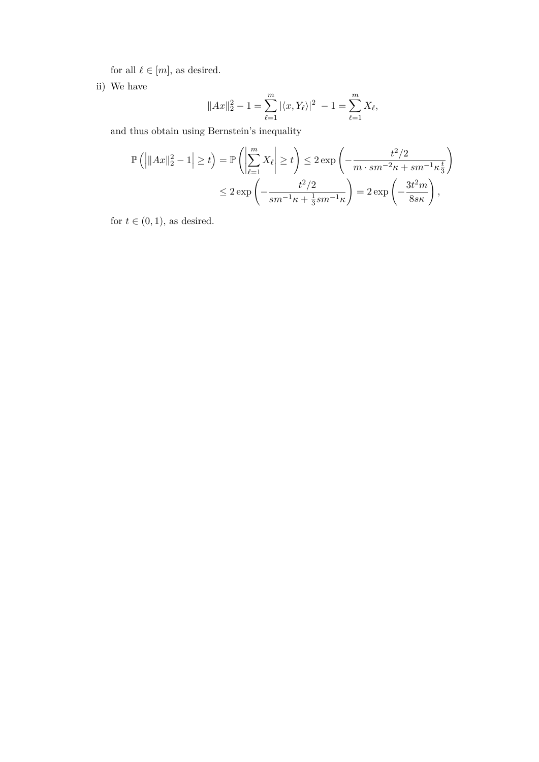for all $\ell \in [m]$, as desired.

ii) We have

$$\|Ax\|_2^2 - 1 = \sum_{\ell=1}^{m} |\langle x, Y_\ell \rangle|^2 \ - 1 = \sum_{\ell=1}^{m} X_\ell,$$

and thus obtain using Bernstein's inequality

$$\mathbb{P}\left(\left|\|Ax\|_2^2 - 1\right| \geq t\right) = \mathbb{P}\left(\left|\sum_{\ell=1}^{m} X_\ell\right| \geq t\right) \leq 2\exp\left(-\frac{t^2/2}{m \cdot sm^{-2}\kappa + sm^{-1}\kappa\frac{t}{3}}\right)$$

$$\leq 2\exp\left(-\frac{t^2/2}{sm^{-1}\kappa + \frac{1}{3}sm^{-1}\kappa}\right) = 2\exp\left(-\frac{3t^2 m}{8s\kappa}\right),$$

for $t \in (0, 1)$, as desired.